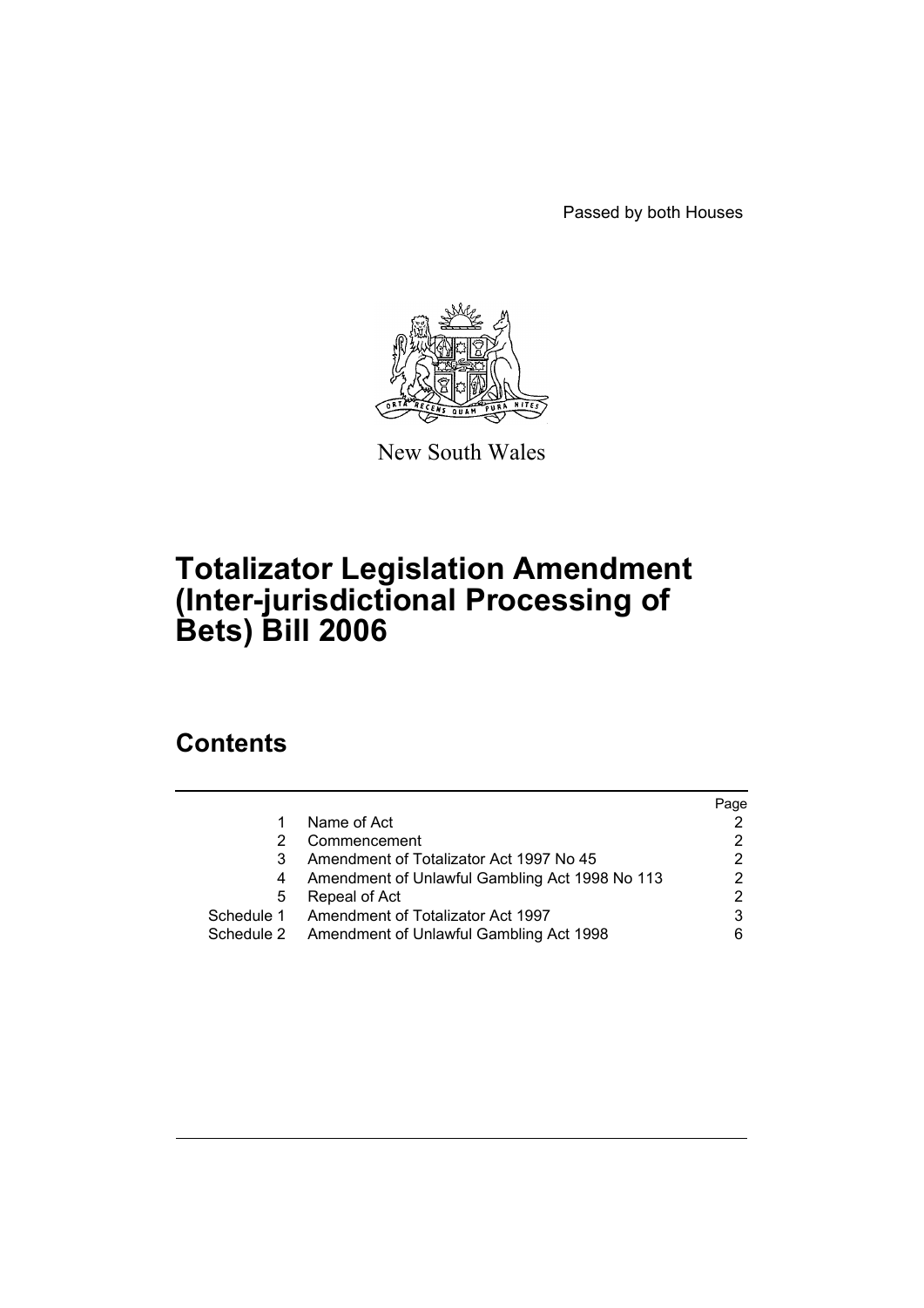Passed by both Houses

New South Wales

# Totalizator Legislation Amendment (Inter-jurisdictional Processing of Bets) Bill 2006

## Contents

| | | Page |
|---|---|---|
| 1 | Name of Act | 2 |
| 2 | Commencement | 2 |
| 3 | Amendment of Totalizator Act 1997 No 45 | 2 |
| 4 | Amendment of Unlawful Gambling Act 1998 No 113 | 2 |
| 5 | Repeal of Act | 2 |
| Schedule 1 | Amendment of Totalizator Act 1997 | 3 |
| Schedule 2 | Amendment of Unlawful Gambling Act 1998 | 6 |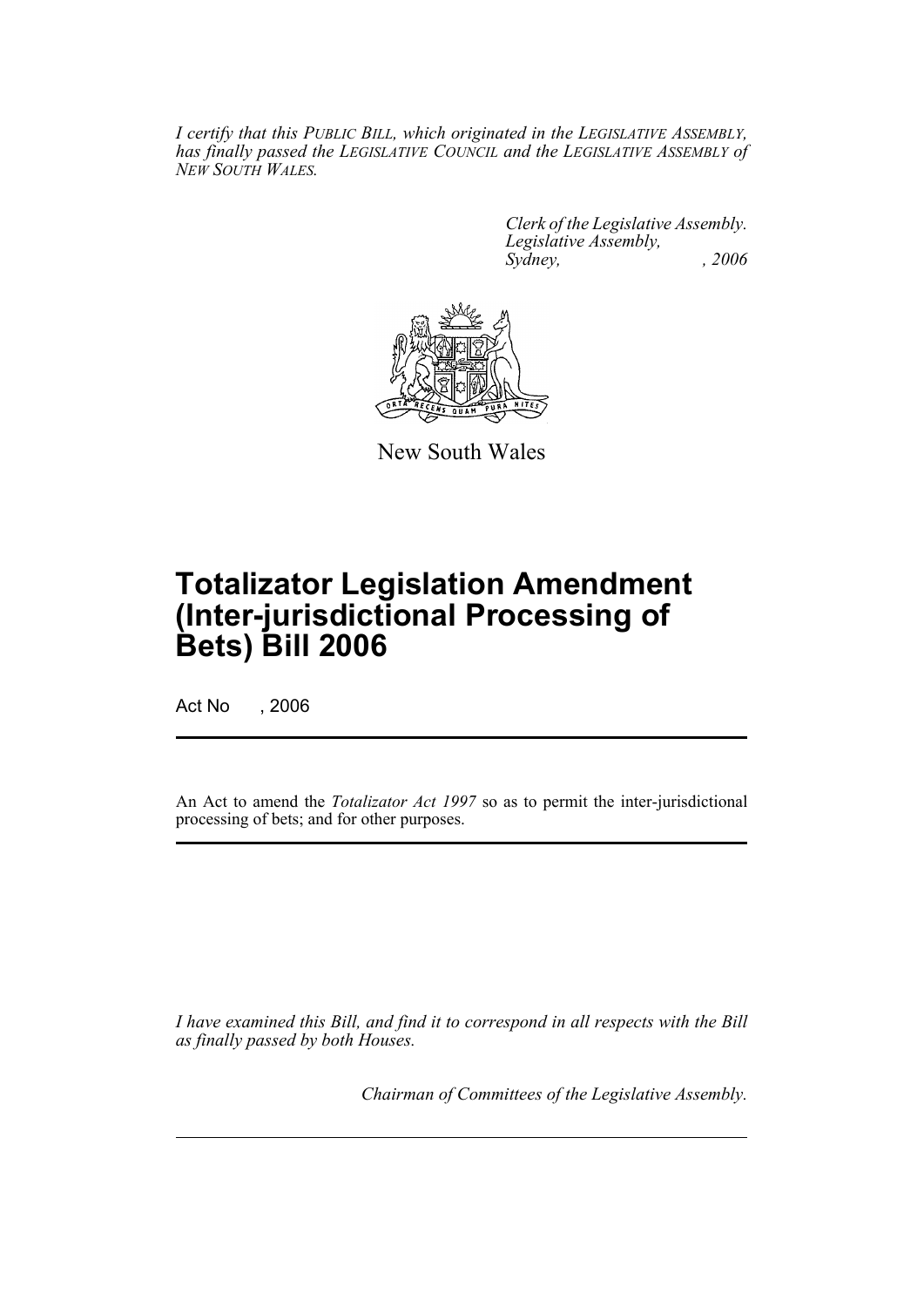*I certify that this PUBLIC BILL, which originated in the LEGISLATIVE ASSEMBLY, has finally passed the LEGISLATIVE COUNCIL and the LEGISLATIVE ASSEMBLY of NEW SOUTH WALES.*

*Clerk of the Legislative Assembly.*
*Legislative Assembly,*
*Sydney, , 2006*

New South Wales

# Totalizator Legislation Amendment (Inter-jurisdictional Processing of Bets) Bill 2006

Act No , 2006

An Act to amend the *Totalizator Act 1997* so as to permit the inter-jurisdictional processing of bets; and for other purposes.

*I have examined this Bill, and find it to correspond in all respects with the Bill as finally passed by both Houses.*

*Chairman of Committees of the Legislative Assembly.*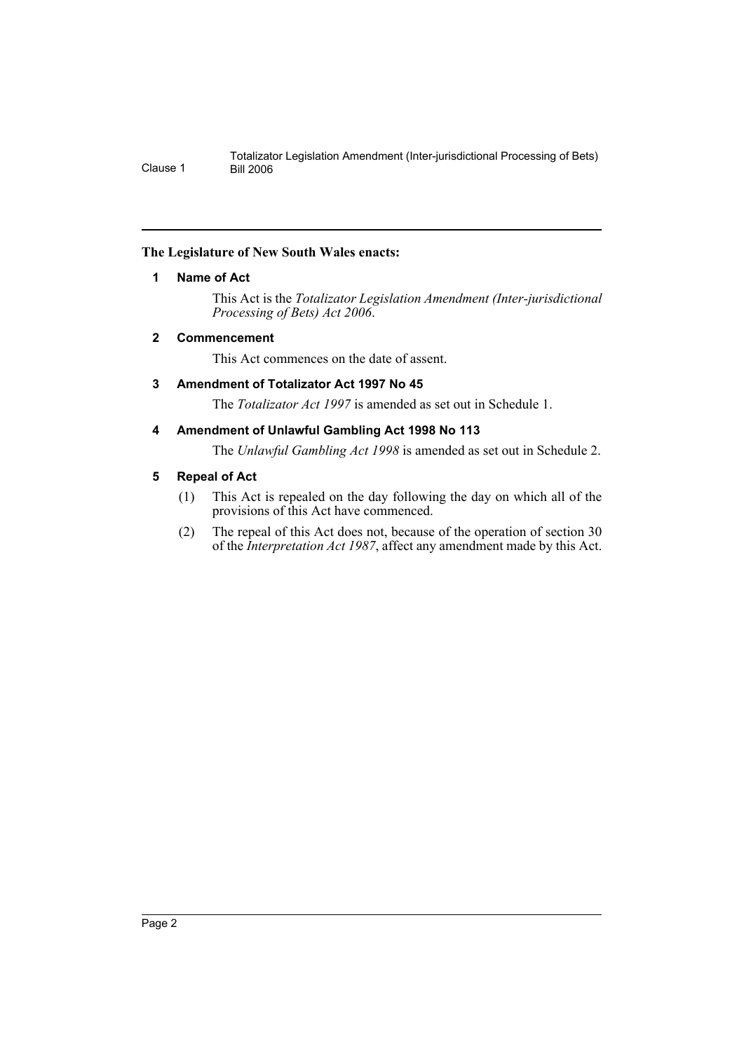**The Legislature of New South Wales enacts:**

### 1 Name of Act

This Act is the *Totalizator Legislation Amendment (Inter-jurisdictional Processing of Bets) Act 2006*.

### 2 Commencement

This Act commences on the date of assent.

### 3 Amendment of Totalizator Act 1997 No 45

The *Totalizator Act 1997* is amended as set out in Schedule 1.

### 4 Amendment of Unlawful Gambling Act 1998 No 113

The *Unlawful Gambling Act 1998* is amended as set out in Schedule 2.

### 5 Repeal of Act

(1) This Act is repealed on the day following the day on which all of the provisions of this Act have commenced.

(2) The repeal of this Act does not, because of the operation of section 30 of the *Interpretation Act 1987*, affect any amendment made by this Act.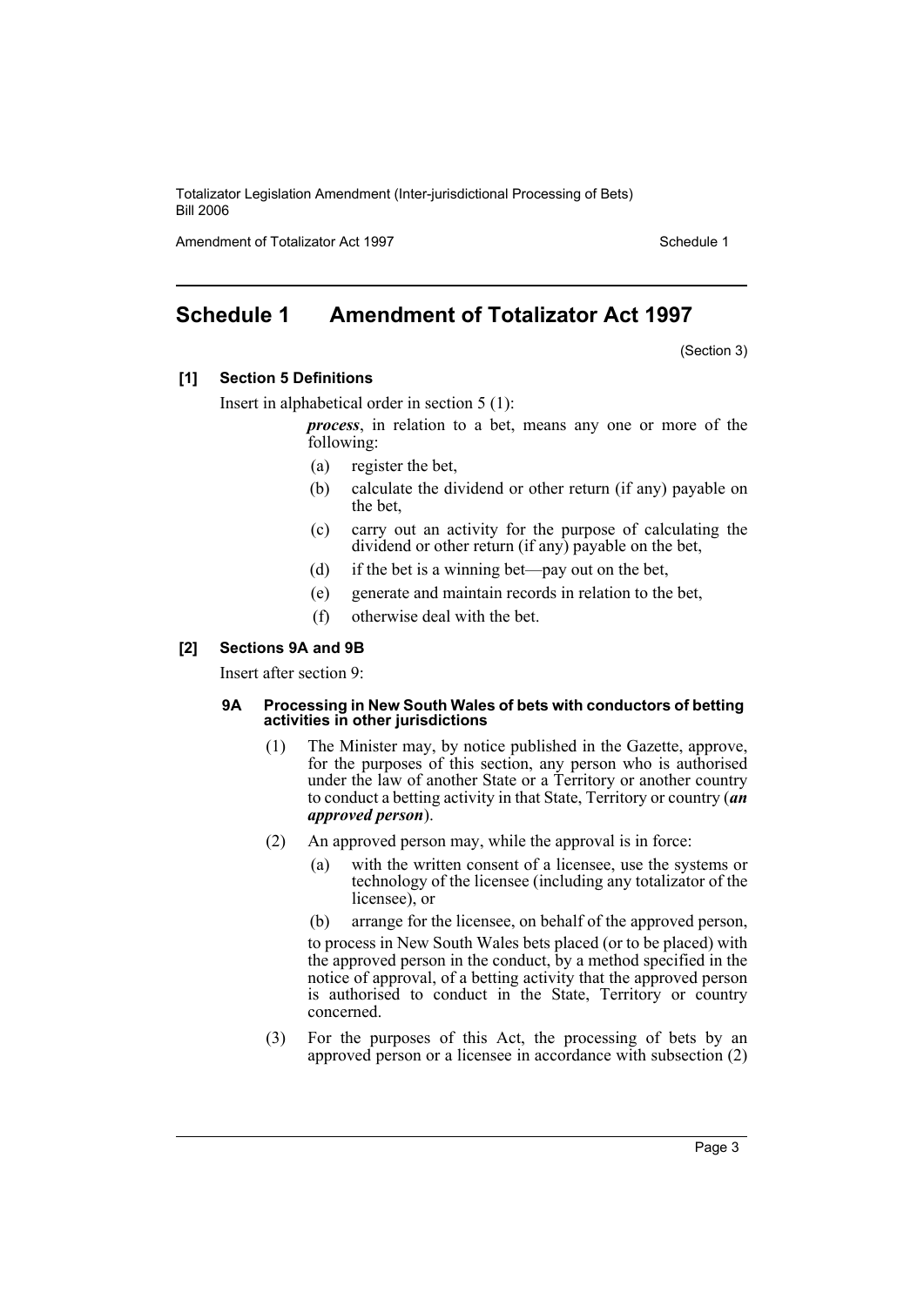# Schedule 1 Amendment of Totalizator Act 1997

(Section 3)

**[1] Section 5 Definitions**

Insert in alphabetical order in section 5 (1):

> ***process***, in relation to a bet, means any one or more of the following:
>
> (a) register the bet,
>
> (b) calculate the dividend or other return (if any) payable on the bet,
>
> (c) carry out an activity for the purpose of calculating the dividend or other return (if any) payable on the bet,
>
> (d) if the bet is a winning bet—pay out on the bet,
>
> (e) generate and maintain records in relation to the bet,
>
> (f) otherwise deal with the bet.

**[2] Sections 9A and 9B**

Insert after section 9:

**9A Processing in New South Wales of bets with conductors of betting activities in other jurisdictions**

(1) The Minister may, by notice published in the Gazette, approve, for the purposes of this section, any person who is authorised under the law of another State or a Territory or another country to conduct a betting activity in that State, Territory or country (***an approved person***).

(2) An approved person may, while the approval is in force:

(a) with the written consent of a licensee, use the systems or technology of the licensee (including any totalizator of the licensee), or

(b) arrange for the licensee, on behalf of the approved person,

to process in New South Wales bets placed (or to be placed) with the approved person in the conduct, by a method specified in the notice of approval, of a betting activity that the approved person is authorised to conduct in the State, Territory or country concerned.

(3) For the purposes of this Act, the processing of bets by an approved person or a licensee in accordance with subsection (2)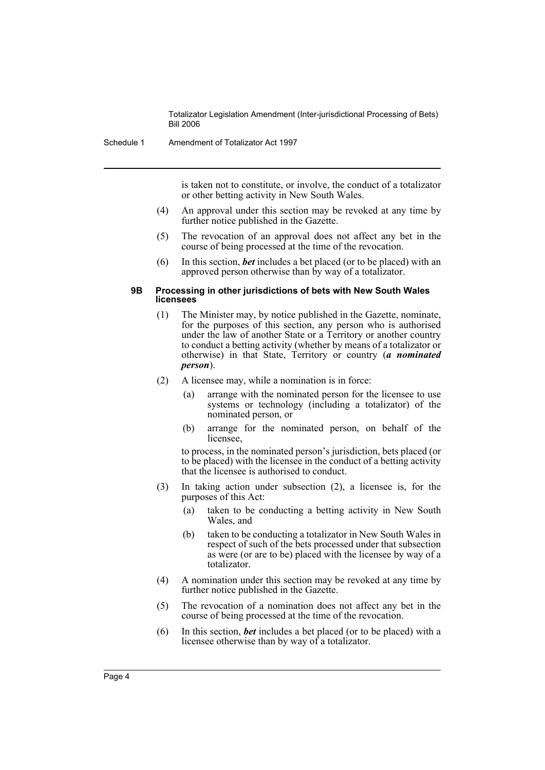is taken not to constitute, or involve, the conduct of a totalizator or other betting activity in New South Wales.

(4) An approval under this section may be revoked at any time by further notice published in the Gazette.

(5) The revocation of an approval does not affect any bet in the course of being processed at the time of the revocation.

(6) In this section, ***bet*** includes a bet placed (or to be placed) with an approved person otherwise than by way of a totalizator.

#### 9B Processing in other jurisdictions of bets with New South Wales licensees

(1) The Minister may, by notice published in the Gazette, nominate, for the purposes of this section, any person who is authorised under the law of another State or a Territory or another country to conduct a betting activity (whether by means of a totalizator or otherwise) in that State, Territory or country (***a nominated person***).

(2) A licensee may, while a nomination is in force:

- (a) arrange with the nominated person for the licensee to use systems or technology (including a totalizator) of the nominated person, or
- (b) arrange for the nominated person, on behalf of the licensee,

to process, in the nominated person's jurisdiction, bets placed (or to be placed) with the licensee in the conduct of a betting activity that the licensee is authorised to conduct.

(3) In taking action under subsection (2), a licensee is, for the purposes of this Act:

- (a) taken to be conducting a betting activity in New South Wales, and
- (b) taken to be conducting a totalizator in New South Wales in respect of such of the bets processed under that subsection as were (or are to be) placed with the licensee by way of a totalizator.

(4) A nomination under this section may be revoked at any time by further notice published in the Gazette.

(5) The revocation of a nomination does not affect any bet in the course of being processed at the time of the revocation.

(6) In this section, ***bet*** includes a bet placed (or to be placed) with a licensee otherwise than by way of a totalizator.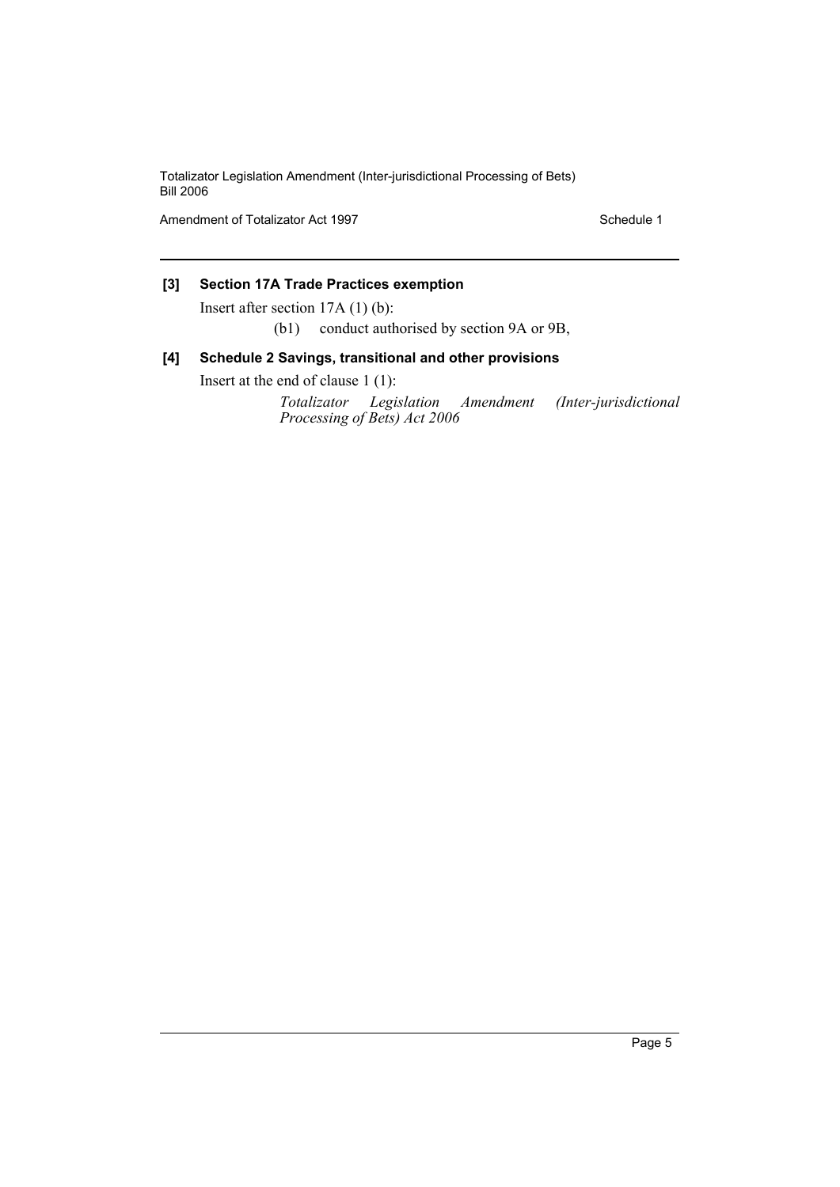**[3] Section 17A Trade Practices exemption**

Insert after section 17A (1) (b):

(b1) conduct authorised by section 9A or 9B,

**[4] Schedule 2 Savings, transitional and other provisions**

Insert at the end of clause 1 (1):

*Totalizator Legislation Amendment (Inter-jurisdictional Processing of Bets) Act 2006*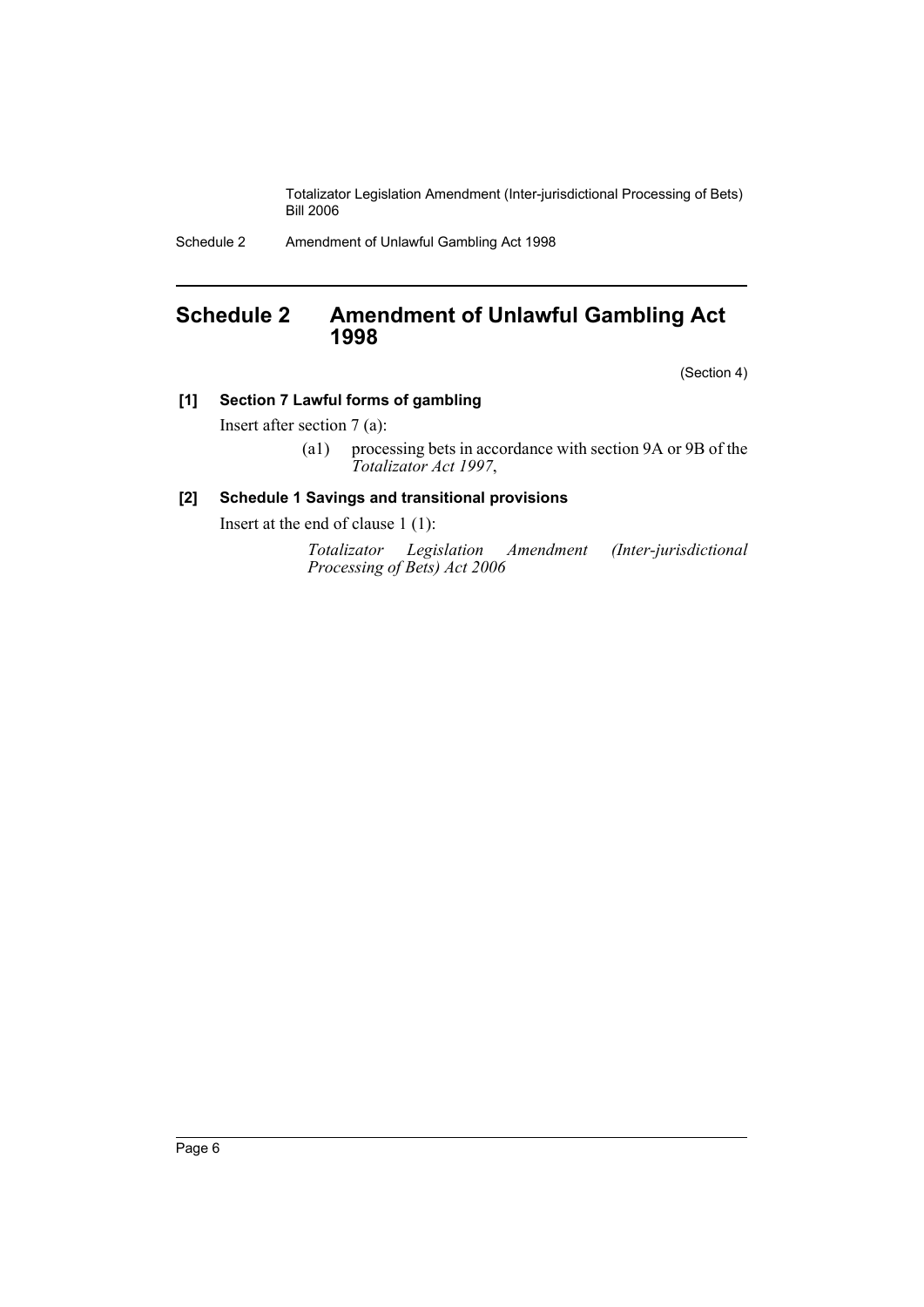# Schedule 2 Amendment of Unlawful Gambling Act 1998

(Section 4)

### [1] Section 7 Lawful forms of gambling

Insert after section 7 (a):

(a1) processing bets in accordance with section 9A or 9B of the *Totalizator Act 1997*,

### [2] Schedule 1 Savings and transitional provisions

Insert at the end of clause 1 (1):

*Totalizator Legislation Amendment (Inter-jurisdictional Processing of Bets) Act 2006*